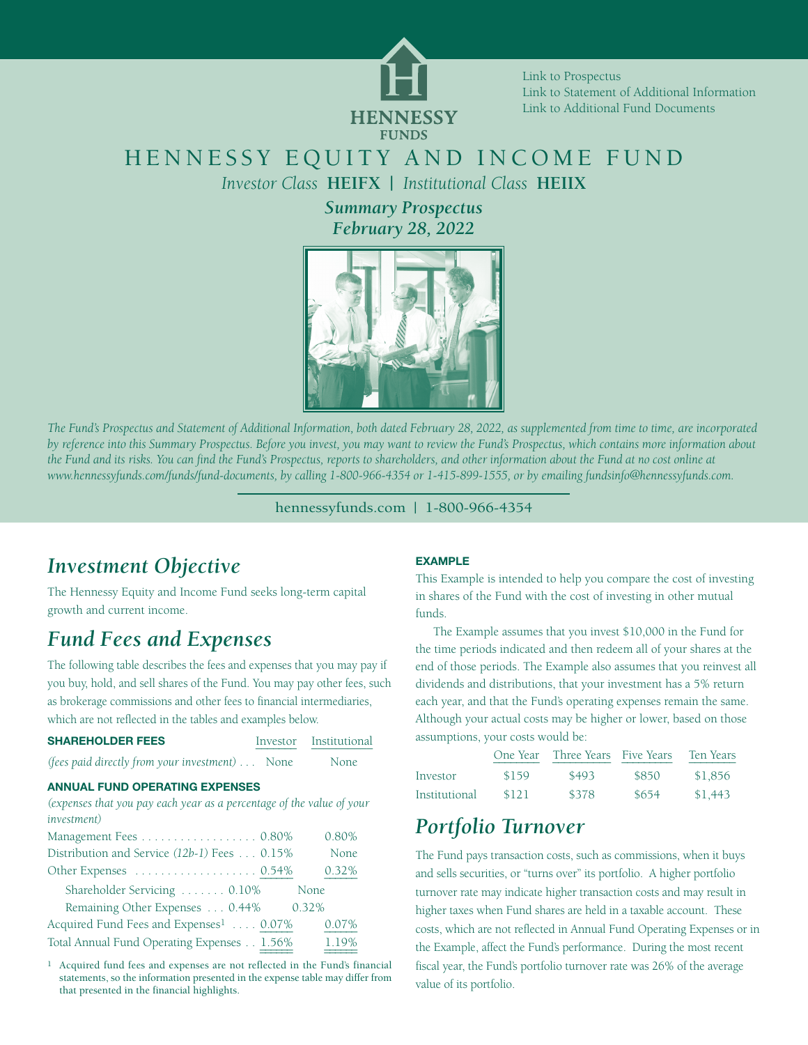HENNESSY FUNDS

Link to Prospectus
Link to Statement of Additional Information
Link to Additional Fund Documents

# HENNESSY EQUITY AND INCOME FUND

*Investor Class* **HEIFX** | *Institutional Class* **HEIIX**

***Summary Prospectus***
***February 28, 2022***

*The Fund's Prospectus and Statement of Additional Information, both dated February 28, 2022, as supplemented from time to time, are incorporated by reference into this Summary Prospectus. Before you invest, you may want to review the Fund's Prospectus, which contains more information about the Fund and its risks. You can find the Fund's Prospectus, reports to shareholders, and other information about the Fund at no cost online at www.hennessyfunds.com/funds/fund-documents, by calling 1-800-966-4354 or 1-415-899-1555, or by emailing fundsinfo@hennessyfunds.com.*

hennessyfunds.com | 1-800-966-4354

## Investment Objective

The Hennessy Equity and Income Fund seeks long-term capital growth and current income.

## Fund Fees and Expenses

The following table describes the fees and expenses that you may pay if you buy, hold, and sell shares of the Fund. You may pay other fees, such as brokerage commissions and other fees to financial intermediaries, which are not reflected in the tables and examples below.

| **SHAREHOLDER FEES** | Investor | Institutional |
|---|---|---|
| *(fees paid directly from your investment)* | None | None |

**ANNUAL FUND OPERATING EXPENSES**

*(expenses that you pay each year as a percentage of the value of your investment)*

| | Investor | Institutional |
|---|---|---|
| Management Fees | 0.80% | 0.80% |
| Distribution and Service *(12b-1)* Fees | 0.15% | None |
| Other Expenses | 0.54% | 0.32% |
| Shareholder Servicing | 0.10% | None |
| Remaining Other Expenses | 0.44% | 0.32% |
| Acquired Fund Fees and Expenses[1] | 0.07% | 0.07% |
| Total Annual Fund Operating Expenses | 1.56% | 1.19% |

[1] Acquired fund fees and expenses are not reflected in the Fund's financial statements, so the information presented in the expense table may differ from that presented in the financial highlights.

**EXAMPLE**

This Example is intended to help you compare the cost of investing in shares of the Fund with the cost of investing in other mutual funds.

The Example assumes that you invest $10,000 in the Fund for the time periods indicated and then redeem all of your shares at the end of those periods. The Example also assumes that you reinvest all dividends and distributions, that your investment has a 5% return each year, and that the Fund's operating expenses remain the same. Although your actual costs may be higher or lower, based on those assumptions, your costs would be:

| | One Year | Three Years | Five Years | Ten Years |
|---|---|---|---|---|
| Investor | $159 | $493 | $850 | $1,856 |
| Institutional | $121 | $378 | $654 | $1,443 |

## Portfolio Turnover

The Fund pays transaction costs, such as commissions, when it buys and sells securities, or "turns over" its portfolio. A higher portfolio turnover rate may indicate higher transaction costs and may result in higher taxes when Fund shares are held in a taxable account. These costs, which are not reflected in Annual Fund Operating Expenses or in the Example, affect the Fund's performance. During the most recent fiscal year, the Fund's portfolio turnover rate was 26% of the average value of its portfolio.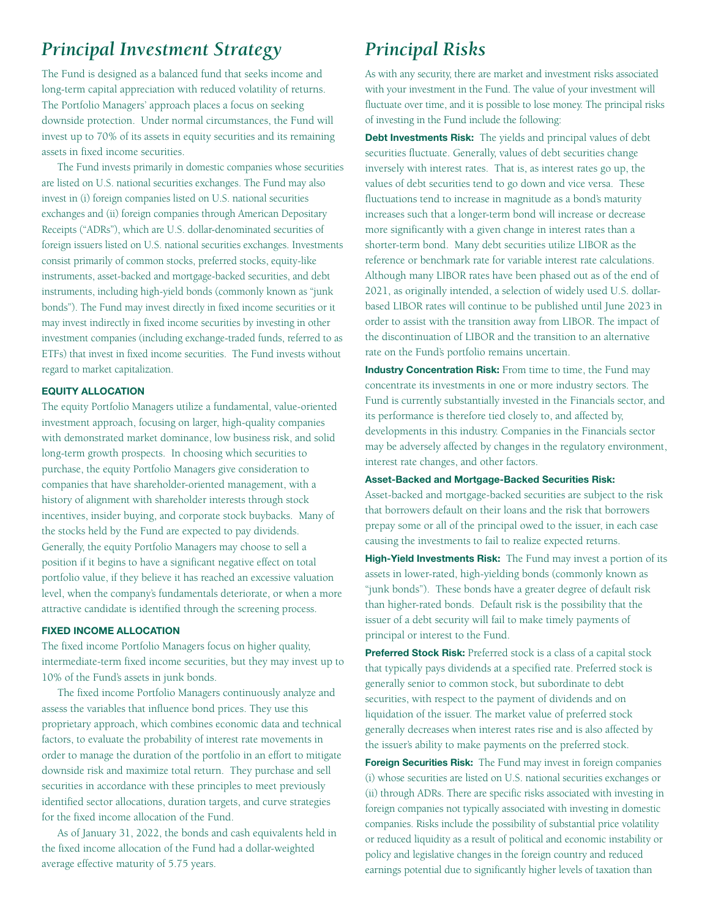# Principal Investment Strategy

The Fund is designed as a balanced fund that seeks income and long-term capital appreciation with reduced volatility of returns. The Portfolio Managers' approach places a focus on seeking downside protection. Under normal circumstances, the Fund will invest up to 70% of its assets in equity securities and its remaining assets in fixed income securities.

The Fund invests primarily in domestic companies whose securities are listed on U.S. national securities exchanges. The Fund may also invest in (i) foreign companies listed on U.S. national securities exchanges and (ii) foreign companies through American Depositary Receipts ("ADRs"), which are U.S. dollar-denominated securities of foreign issuers listed on U.S. national securities exchanges. Investments consist primarily of common stocks, preferred stocks, equity-like instruments, asset-backed and mortgage-backed securities, and debt instruments, including high-yield bonds (commonly known as "junk bonds"). The Fund may invest directly in fixed income securities or it may invest indirectly in fixed income securities by investing in other investment companies (including exchange-traded funds, referred to as ETFs) that invest in fixed income securities. The Fund invests without regard to market capitalization.

### EQUITY ALLOCATION

The equity Portfolio Managers utilize a fundamental, value-oriented investment approach, focusing on larger, high-quality companies with demonstrated market dominance, low business risk, and solid long-term growth prospects. In choosing which securities to purchase, the equity Portfolio Managers give consideration to companies that have shareholder-oriented management, with a history of alignment with shareholder interests through stock incentives, insider buying, and corporate stock buybacks. Many of the stocks held by the Fund are expected to pay dividends. Generally, the equity Portfolio Managers may choose to sell a position if it begins to have a significant negative effect on total portfolio value, if they believe it has reached an excessive valuation level, when the company's fundamentals deteriorate, or when a more attractive candidate is identified through the screening process.

### FIXED INCOME ALLOCATION

The fixed income Portfolio Managers focus on higher quality, intermediate-term fixed income securities, but they may invest up to 10% of the Fund's assets in junk bonds.

The fixed income Portfolio Managers continuously analyze and assess the variables that influence bond prices. They use this proprietary approach, which combines economic data and technical factors, to evaluate the probability of interest rate movements in order to manage the duration of the portfolio in an effort to mitigate downside risk and maximize total return. They purchase and sell securities in accordance with these principles to meet previously identified sector allocations, duration targets, and curve strategies for the fixed income allocation of the Fund.

As of January 31, 2022, the bonds and cash equivalents held in the fixed income allocation of the Fund had a dollar-weighted average effective maturity of 5.75 years.

# Principal Risks

As with any security, there are market and investment risks associated with your investment in the Fund. The value of your investment will fluctuate over time, and it is possible to lose money. The principal risks of investing in the Fund include the following:

**Debt Investments Risk:** The yields and principal values of debt securities fluctuate. Generally, values of debt securities change inversely with interest rates. That is, as interest rates go up, the values of debt securities tend to go down and vice versa. These fluctuations tend to increase in magnitude as a bond's maturity increases such that a longer-term bond will increase or decrease more significantly with a given change in interest rates than a shorter-term bond. Many debt securities utilize LIBOR as the reference or benchmark rate for variable interest rate calculations. Although many LIBOR rates have been phased out as of the end of 2021, as originally intended, a selection of widely used U.S. dollar-based LIBOR rates will continue to be published until June 2023 in order to assist with the transition away from LIBOR. The impact of the discontinuation of LIBOR and the transition to an alternative rate on the Fund's portfolio remains uncertain.

**Industry Concentration Risk:** From time to time, the Fund may concentrate its investments in one or more industry sectors. The Fund is currently substantially invested in the Financials sector, and its performance is therefore tied closely to, and affected by, developments in this industry. Companies in the Financials sector may be adversely affected by changes in the regulatory environment, interest rate changes, and other factors.

**Asset-Backed and Mortgage-Backed Securities Risk:** Asset-backed and mortgage-backed securities are subject to the risk that borrowers default on their loans and the risk that borrowers prepay some or all of the principal owed to the issuer, in each case causing the investments to fail to realize expected returns.

**High-Yield Investments Risk:** The Fund may invest a portion of its assets in lower-rated, high-yielding bonds (commonly known as "junk bonds"). These bonds have a greater degree of default risk than higher-rated bonds. Default risk is the possibility that the issuer of a debt security will fail to make timely payments of principal or interest to the Fund.

**Preferred Stock Risk:** Preferred stock is a class of a capital stock that typically pays dividends at a specified rate. Preferred stock is generally senior to common stock, but subordinate to debt securities, with respect to the payment of dividends and on liquidation of the issuer. The market value of preferred stock generally decreases when interest rates rise and is also affected by the issuer's ability to make payments on the preferred stock.

**Foreign Securities Risk:** The Fund may invest in foreign companies (i) whose securities are listed on U.S. national securities exchanges or (ii) through ADRs. There are specific risks associated with investing in foreign companies not typically associated with investing in domestic companies. Risks include the possibility of substantial price volatility or reduced liquidity as a result of political and economic instability or policy and legislative changes in the foreign country and reduced earnings potential due to significantly higher levels of taxation than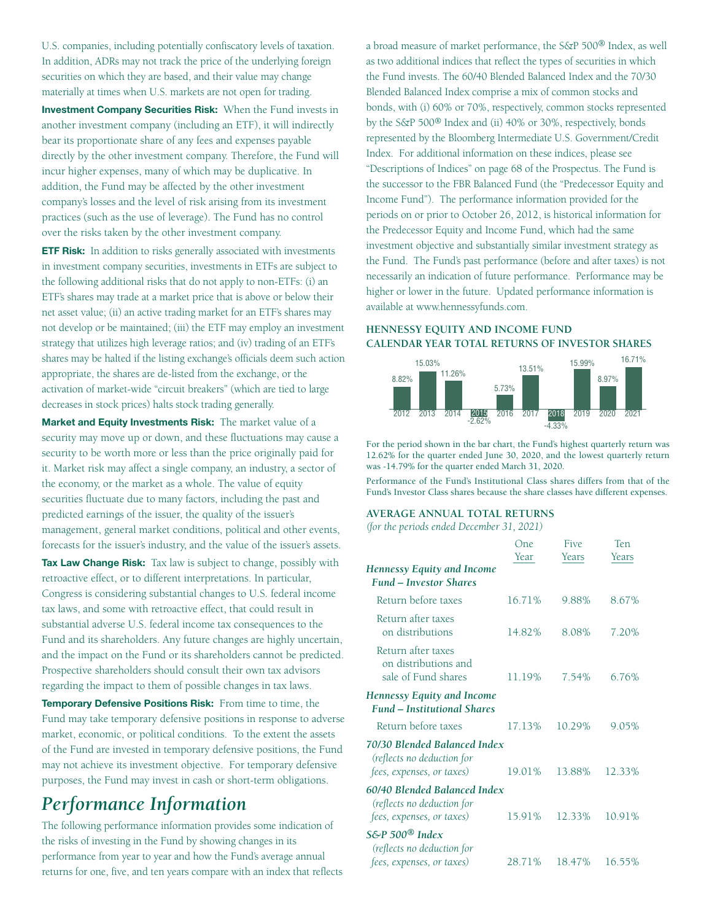U.S. companies, including potentially confiscatory levels of taxation. In addition, ADRs may not track the price of the underlying foreign securities on which they are based, and their value may change materially at times when U.S. markets are not open for trading.

**Investment Company Securities Risk:** When the Fund invests in another investment company (including an ETF), it will indirectly bear its proportionate share of any fees and expenses payable directly by the other investment company. Therefore, the Fund will incur higher expenses, many of which may be duplicative. In addition, the Fund may be affected by the other investment company's losses and the level of risk arising from its investment practices (such as the use of leverage). The Fund has no control over the risks taken by the other investment company.

**ETF Risk:** In addition to risks generally associated with investments in investment company securities, investments in ETFs are subject to the following additional risks that do not apply to non-ETFs: (i) an ETF's shares may trade at a market price that is above or below their net asset value; (ii) an active trading market for an ETF's shares may not develop or be maintained; (iii) the ETF may employ an investment strategy that utilizes high leverage ratios; and (iv) trading of an ETF's shares may be halted if the listing exchange's officials deem such action appropriate, the shares are de-listed from the exchange, or the activation of market-wide "circuit breakers" (which are tied to large decreases in stock prices) halts stock trading generally.

**Market and Equity Investments Risk:** The market value of a security may move up or down, and these fluctuations may cause a security to be worth more or less than the price originally paid for it. Market risk may affect a single company, an industry, a sector of the economy, or the market as a whole. The value of equity securities fluctuate due to many factors, including the past and predicted earnings of the issuer, the quality of the issuer's management, general market conditions, political and other events, forecasts for the issuer's industry, and the value of the issuer's assets.

**Tax Law Change Risk:** Tax law is subject to change, possibly with retroactive effect, or to different interpretations. In particular, Congress is considering substantial changes to U.S. federal income tax laws, and some with retroactive effect, that could result in substantial adverse U.S. federal income tax consequences to the Fund and its shareholders. Any future changes are highly uncertain, and the impact on the Fund or its shareholders cannot be predicted. Prospective shareholders should consult their own tax advisors regarding the impact to them of possible changes in tax laws.

**Temporary Defensive Positions Risk:** From time to time, the Fund may take temporary defensive positions in response to adverse market, economic, or political conditions. To the extent the assets of the Fund are invested in temporary defensive positions, the Fund may not achieve its investment objective. For temporary defensive purposes, the Fund may invest in cash or short-term obligations.

# *Performance Information*

The following performance information provides some indication of the risks of investing in the Fund by showing changes in its performance from year to year and how the Fund's average annual returns for one, five, and ten years compare with an index that reflects a broad measure of market performance, the S&P 500® Index, as well as two additional indices that reflect the types of securities in which the Fund invests. The 60/40 Blended Balanced Index and the 70/30 Blended Balanced Index comprise a mix of common stocks and bonds, with (i) 60% or 70%, respectively, common stocks represented by the S&P 500® Index and (ii) 40% or 30%, respectively, bonds represented by the Bloomberg Intermediate U.S. Government/Credit Index. For additional information on these indices, please see "Descriptions of Indices" on page 68 of the Prospectus. The Fund is the successor to the FBR Balanced Fund (the "Predecessor Equity and Income Fund"). The performance information provided for the periods on or prior to October 26, 2012, is historical information for the Predecessor Equity and Income Fund, which had the same investment objective and substantially similar investment strategy as the Fund. The Fund's past performance (before and after taxes) is not necessarily an indication of future performance. Performance may be higher or lower in the future. Updated performance information is available at www.hennessyfunds.com.

**HENNESSY EQUITY AND INCOME FUND**
**CALENDAR YEAR TOTAL RETURNS OF INVESTOR SHARES**

2012 8.82%
2013 15.03%
2014 11.26%
2015 -2.62%
2016 5.73%
2017 13.51%
2018 -4.33%
2019 15.99%
2020 8.97%
2021 16.71%

For the period shown in the bar chart, the Fund's highest quarterly return was 12.62% for the quarter ended June 30, 2020, and the lowest quarterly return was -14.79% for the quarter ended March 31, 2020.

Performance of the Fund's Institutional Class shares differs from that of the Fund's Investor Class shares because the share classes have different expenses.

**AVERAGE ANNUAL TOTAL RETURNS**
*(for the periods ended December 31, 2021)*

| | One Year | Five Years | Ten Years |
|---|---|---|---|
| ***Hennessy Equity and Income Fund – Investor Shares*** | | | |
| Return before taxes | 16.71% | 9.88% | 8.67% |
| Return after taxes on distributions | 14.82% | 8.08% | 7.20% |
| Return after taxes on distributions and sale of Fund shares | 11.19% | 7.54% | 6.76% |
| ***Hennessy Equity and Income Fund – Institutional Shares*** | | | |
| Return before taxes | 17.13% | 10.29% | 9.05% |
| ***70/30 Blended Balanced Index*** *(reflects no deduction for fees, expenses, or taxes)* | 19.01% | 13.88% | 12.33% |
| ***60/40 Blended Balanced Index*** *(reflects no deduction for fees, expenses, or taxes)* | 15.91% | 12.33% | 10.91% |
| ***S&P 500® Index*** *(reflects no deduction for fees, expenses, or taxes)* | 28.71% | 18.47% | 16.55% |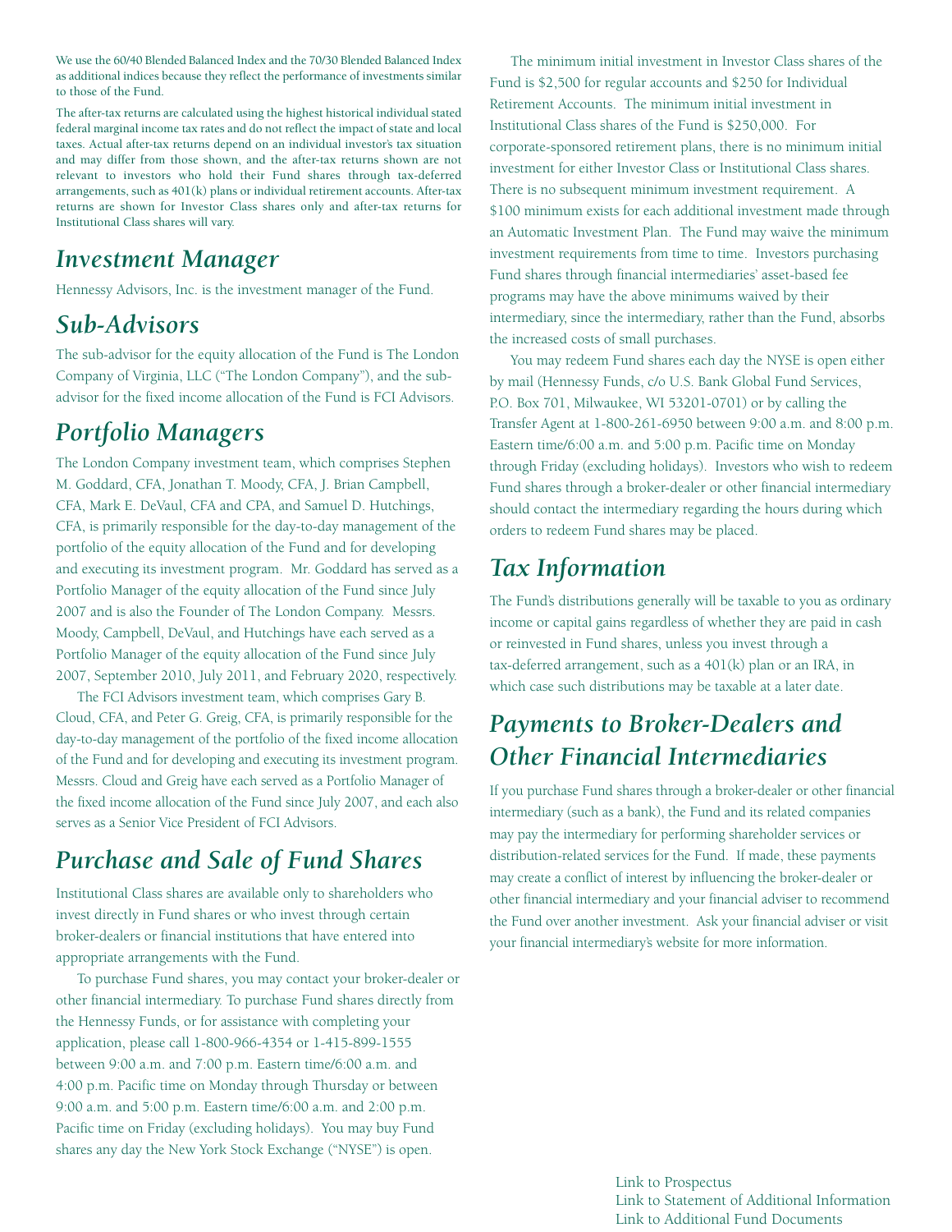We use the 60/40 Blended Balanced Index and the 70/30 Blended Balanced Index as additional indices because they reflect the performance of investments similar to those of the Fund.

The after-tax returns are calculated using the highest historical individual stated federal marginal income tax rates and do not reflect the impact of state and local taxes. Actual after-tax returns depend on an individual investor's tax situation and may differ from those shown, and the after-tax returns shown are not relevant to investors who hold their Fund shares through tax-deferred arrangements, such as 401(k) plans or individual retirement accounts. After-tax returns are shown for Investor Class shares only and after-tax returns for Institutional Class shares will vary.

## *Investment Manager*

Hennessy Advisors, Inc. is the investment manager of the Fund.

## *Sub-Advisors*

The sub-advisor for the equity allocation of the Fund is The London Company of Virginia, LLC ("The London Company"), and the sub-advisor for the fixed income allocation of the Fund is FCI Advisors.

## *Portfolio Managers*

The London Company investment team, which comprises Stephen M. Goddard, CFA, Jonathan T. Moody, CFA, J. Brian Campbell, CFA, Mark E. DeVaul, CFA and CPA, and Samuel D. Hutchings, CFA, is primarily responsible for the day-to-day management of the portfolio of the equity allocation of the Fund and for developing and executing its investment program. Mr. Goddard has served as a Portfolio Manager of the equity allocation of the Fund since July 2007 and is also the Founder of The London Company. Messrs. Moody, Campbell, DeVaul, and Hutchings have each served as a Portfolio Manager of the equity allocation of the Fund since July 2007, September 2010, July 2011, and February 2020, respectively.

The FCI Advisors investment team, which comprises Gary B. Cloud, CFA, and Peter G. Greig, CFA, is primarily responsible for the day-to-day management of the portfolio of the fixed income allocation of the Fund and for developing and executing its investment program. Messrs. Cloud and Greig have each served as a Portfolio Manager of the fixed income allocation of the Fund since July 2007, and each also serves as a Senior Vice President of FCI Advisors.

## *Purchase and Sale of Fund Shares*

Institutional Class shares are available only to shareholders who invest directly in Fund shares or who invest through certain broker-dealers or financial institutions that have entered into appropriate arrangements with the Fund.

To purchase Fund shares, you may contact your broker-dealer or other financial intermediary. To purchase Fund shares directly from the Hennessy Funds, or for assistance with completing your application, please call 1-800-966-4354 or 1-415-899-1555 between 9:00 a.m. and 7:00 p.m. Eastern time/6:00 a.m. and 4:00 p.m. Pacific time on Monday through Thursday or between 9:00 a.m. and 5:00 p.m. Eastern time/6:00 a.m. and 2:00 p.m. Pacific time on Friday (excluding holidays). You may buy Fund shares any day the New York Stock Exchange ("NYSE") is open.

The minimum initial investment in Investor Class shares of the Fund is $2,500 for regular accounts and $250 for Individual Retirement Accounts. The minimum initial investment in Institutional Class shares of the Fund is $250,000. For corporate-sponsored retirement plans, there is no minimum initial investment for either Investor Class or Institutional Class shares. There is no subsequent minimum investment requirement. A $100 minimum exists for each additional investment made through an Automatic Investment Plan. The Fund may waive the minimum investment requirements from time to time. Investors purchasing Fund shares through financial intermediaries' asset-based fee programs may have the above minimums waived by their intermediary, since the intermediary, rather than the Fund, absorbs the increased costs of small purchases.

You may redeem Fund shares each day the NYSE is open either by mail (Hennessy Funds, c/o U.S. Bank Global Fund Services, P.O. Box 701, Milwaukee, WI 53201-0701) or by calling the Transfer Agent at 1-800-261-6950 between 9:00 a.m. and 8:00 p.m. Eastern time/6:00 a.m. and 5:00 p.m. Pacific time on Monday through Friday (excluding holidays). Investors who wish to redeem Fund shares through a broker-dealer or other financial intermediary should contact the intermediary regarding the hours during which orders to redeem Fund shares may be placed.

## *Tax Information*

The Fund's distributions generally will be taxable to you as ordinary income or capital gains regardless of whether they are paid in cash or reinvested in Fund shares, unless you invest through a tax-deferred arrangement, such as a 401(k) plan or an IRA, in which case such distributions may be taxable at a later date.

## *Payments to Broker-Dealers and Other Financial Intermediaries*

If you purchase Fund shares through a broker-dealer or other financial intermediary (such as a bank), the Fund and its related companies may pay the intermediary for performing shareholder services or distribution-related services for the Fund. If made, these payments may create a conflict of interest by influencing the broker-dealer or other financial intermediary and your financial adviser to recommend the Fund over another investment. Ask your financial adviser or visit your financial intermediary's website for more information.

Link to Prospectus
Link to Statement of Additional Information
Link to Additional Fund Documents